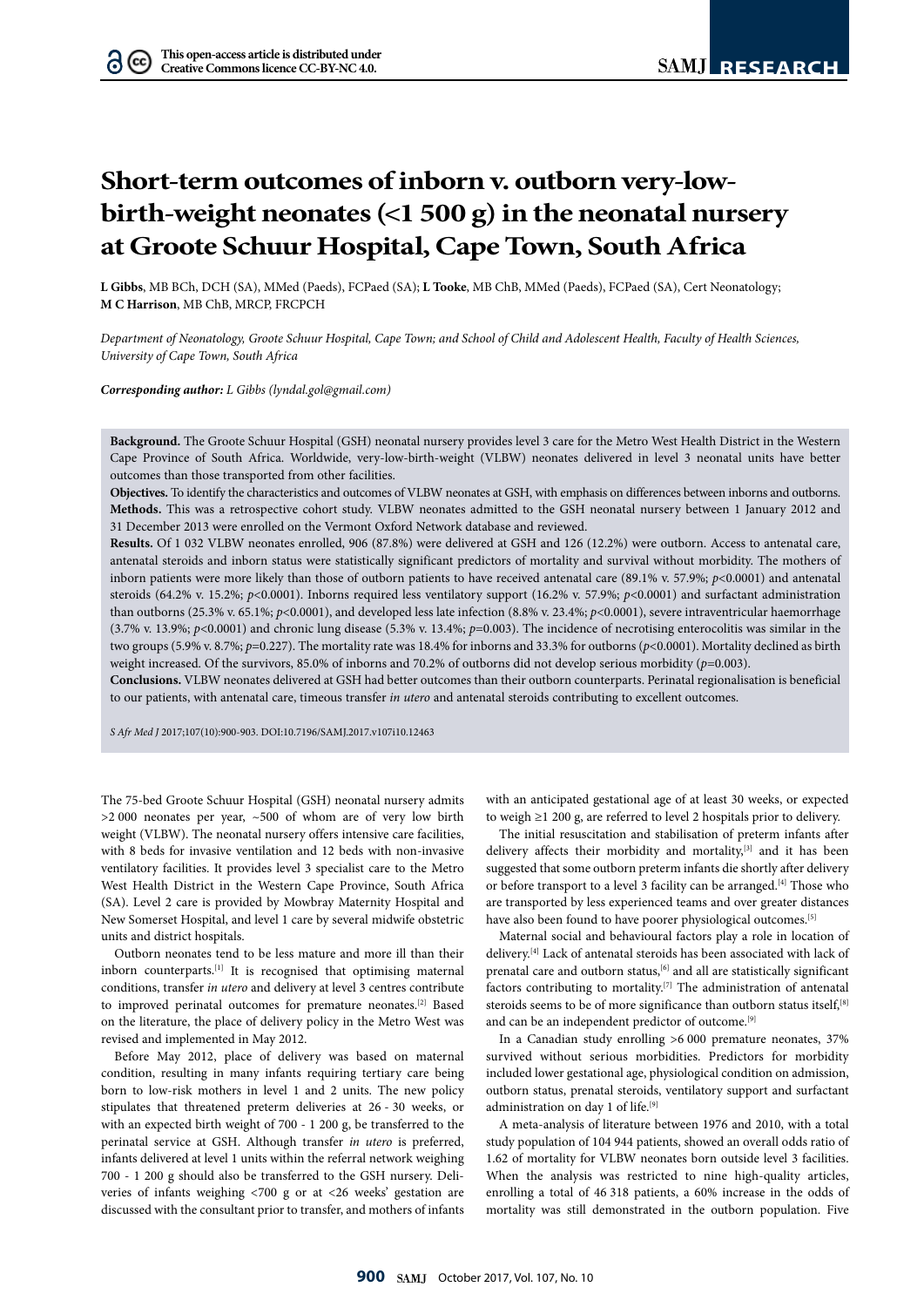This open-access article is distributed under Creative Commons licence CC-BY-NC 4.0.

# Short-term outcomes of inborn v. outborn very-low-birth-weight neonates (<1 500 g) in the neonatal nursery at Groote Schuur Hospital, Cape Town, South Africa

**L Gibbs**, MB BCh, DCH (SA), MMed (Paeds), FCPaed (SA); **L Tooke**, MB ChB, MMed (Paeds), FCPaed (SA), Cert Neonatology; **M C Harrison**, MB ChB, MRCP, FRCPCH

*Department of Neonatology, Groote Schuur Hospital, Cape Town; and School of Child and Adolescent Health, Faculty of Health Sciences, University of Cape Town, South Africa*

***Corresponding author:** L Gibbs (lyndal.gol@gmail.com)*

**Background.** The Groote Schuur Hospital (GSH) neonatal nursery provides level 3 care for the Metro West Health District in the Western Cape Province of South Africa. Worldwide, very-low-birth-weight (VLBW) neonates delivered in level 3 neonatal units have better outcomes than those transported from other facilities.

**Objectives.** To identify the characteristics and outcomes of VLBW neonates at GSH, with emphasis on differences between inborns and outborns.

**Methods.** This was a retrospective cohort study. VLBW neonates admitted to the GSH neonatal nursery between 1 January 2012 and 31 December 2013 were enrolled on the Vermont Oxford Network database and reviewed.

**Results.** Of 1 032 VLBW neonates enrolled, 906 (87.8%) were delivered at GSH and 126 (12.2%) were outborn. Access to antenatal care, antenatal steroids and inborn status were statistically significant predictors of mortality and survival without morbidity. The mothers of inborn patients were more likely than those of outborn patients to have received antenatal care (89.1% v. 57.9%; $p$<0.0001) and antenatal steroids (64.2% v. 15.2%; $p$<0.0001). Inborns required less ventilatory support (16.2% v. 57.9%; $p$<0.0001) and surfactant administration than outborns (25.3% v. 65.1%; $p$<0.0001), and developed less late infection (8.8% v. 23.4%; $p$<0.0001), severe intraventricular haemorrhage (3.7% v. 13.9%; $p$<0.0001) and chronic lung disease (5.3% v. 13.4%; $p$=0.003). The incidence of necrotising enterocolitis was similar in the two groups (5.9% v. 8.7%; $p$=0.227). The mortality rate was 18.4% for inborns and 33.3% for outborns ($p$<0.0001). Mortality declined as birth weight increased. Of the survivors, 85.0% of inborns and 70.2% of outborns did not develop serious morbidity ($p$=0.003).

**Conclusions.** VLBW neonates delivered at GSH had better outcomes than their outborn counterparts. Perinatal regionalisation is beneficial to our patients, with antenatal care, timeous transfer *in utero* and antenatal steroids contributing to excellent outcomes.

*S Afr Med J* 2017;107(10):900-903. DOI:10.7196/SAMJ.2017.v107i10.12463

The 75-bed Groote Schuur Hospital (GSH) neonatal nursery admits >2 000 neonates per year, ~500 of whom are of very low birth weight (VLBW). The neonatal nursery offers intensive care facilities, with 8 beds for invasive ventilation and 12 beds with non-invasive ventilatory facilities. It provides level 3 specialist care to the Metro West Health District in the Western Cape Province, South Africa (SA). Level 2 care is provided by Mowbray Maternity Hospital and New Somerset Hospital, and level 1 care by several midwife obstetric units and district hospitals.

Outborn neonates tend to be less mature and more ill than their inborn counterparts.[1] It is recognised that optimising maternal conditions, transfer *in utero* and delivery at level 3 centres contribute to improved perinatal outcomes for premature neonates.[2] Based on the literature, the place of delivery policy in the Metro West was revised and implemented in May 2012.

Before May 2012, place of delivery was based on maternal condition, resulting in many infants requiring tertiary care being born to low-risk mothers in level 1 and 2 units. The new policy stipulates that threatened preterm deliveries at 26 - 30 weeks, or with an expected birth weight of 700 - 1 200 g, be transferred to the perinatal service at GSH. Although transfer *in utero* is preferred, infants delivered at level 1 units within the referral network weighing 700 - 1 200 g should also be transferred to the GSH nursery. Deliveries of infants weighing <700 g or at <26 weeks' gestation are discussed with the consultant prior to transfer, and mothers of infants with an anticipated gestational age of at least 30 weeks, or expected to weigh ≥1 200 g, are referred to level 2 hospitals prior to delivery.

The initial resuscitation and stabilisation of preterm infants after delivery affects their morbidity and mortality,[3] and it has been suggested that some outborn preterm infants die shortly after delivery or before transport to a level 3 facility can be arranged.[4] Those who are transported by less experienced teams and over greater distances have also been found to have poorer physiological outcomes.[5]

Maternal social and behavioural factors play a role in location of delivery.[4] Lack of antenatal steroids has been associated with lack of prenatal care and outborn status,[6] and all are statistically significant factors contributing to mortality.[7] The administration of antenatal steroids seems to be of more significance than outborn status itself,[8] and can be an independent predictor of outcome.[9]

In a Canadian study enrolling >6 000 premature neonates, 37% survived without serious morbidities. Predictors for morbidity included lower gestational age, physiological condition on admission, outborn status, prenatal steroids, ventilatory support and surfactant administration on day 1 of life.[9]

A meta-analysis of literature between 1976 and 2010, with a total study population of 104 944 patients, showed an overall odds ratio of 1.62 of mortality for VLBW neonates born outside level 3 facilities. When the analysis was restricted to nine high-quality articles, enrolling a total of 46 318 patients, a 60% increase in the odds of mortality was still demonstrated in the outborn population. Five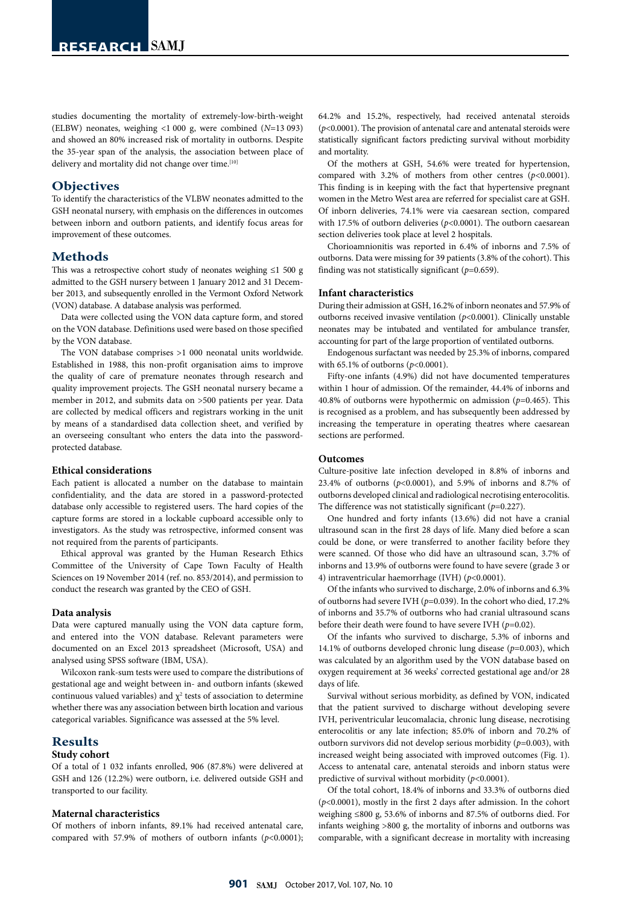studies documenting the mortality of extremely-low-birth-weight (ELBW) neonates, weighing <1 000 g, were combined (*N*=13 093) and showed an 80% increased risk of mortality in outborns. Despite the 35-year span of the analysis, the association between place of delivery and mortality did not change over time.[10]

## Objectives

To identify the characteristics of the VLBW neonates admitted to the GSH neonatal nursery, with emphasis on the differences in outcomes between inborn and outborn patients, and identify focus areas for improvement of these outcomes.

## Methods

This was a retrospective cohort study of neonates weighing ≤1 500 g admitted to the GSH nursery between 1 January 2012 and 31 December 2013, and subsequently enrolled in the Vermont Oxford Network (VON) database. A database analysis was performed.

Data were collected using the VON data capture form, and stored on the VON database. Definitions used were based on those specified by the VON database.

The VON database comprises >1 000 neonatal units worldwide. Established in 1988, this non-profit organisation aims to improve the quality of care of premature neonates through research and quality improvement projects. The GSH neonatal nursery became a member in 2012, and submits data on >500 patients per year. Data are collected by medical officers and registrars working in the unit by means of a standardised data collection sheet, and verified by an overseeing consultant who enters the data into the password-protected database.

### Ethical considerations

Each patient is allocated a number on the database to maintain confidentiality, and the data are stored in a password-protected database only accessible to registered users. The hard copies of the capture forms are stored in a lockable cupboard accessible only to investigators. As the study was retrospective, informed consent was not required from the parents of participants.

Ethical approval was granted by the Human Research Ethics Committee of the University of Cape Town Faculty of Health Sciences on 19 November 2014 (ref. no. 853/2014), and permission to conduct the research was granted by the CEO of GSH.

### Data analysis

Data were captured manually using the VON data capture form, and entered into the VON database. Relevant parameters were documented on an Excel 2013 spreadsheet (Microsoft, USA) and analysed using SPSS software (IBM, USA).

Wilcoxon rank-sum tests were used to compare the distributions of gestational age and weight between in- and outborn infants (skewed continuous valued variables) and $\chi^2$ tests of association to determine whether there was any association between birth location and various categorical variables. Significance was assessed at the 5% level.

## Results

### Study cohort

Of a total of 1 032 infants enrolled, 906 (87.8%) were delivered at GSH and 126 (12.2%) were outborn, i.e. delivered outside GSH and transported to our facility.

### Maternal characteristics

Of mothers of inborn infants, 89.1% had received antenatal care, compared with 57.9% of mothers of outborn infants ($p$<0.0001); 64.2% and 15.2%, respectively, had received antenatal steroids ($p$<0.0001). The provision of antenatal care and antenatal steroids were statistically significant factors predicting survival without morbidity and mortality.

Of the mothers at GSH, 54.6% were treated for hypertension, compared with 3.2% of mothers from other centres ($p$<0.0001). This finding is in keeping with the fact that hypertensive pregnant women in the Metro West area are referred for specialist care at GSH. Of inborn deliveries, 74.1% were via caesarean section, compared with 17.5% of outborn deliveries ($p$<0.0001). The outborn caesarean section deliveries took place at level 2 hospitals.

Chorioamnionitis was reported in 6.4% of inborns and 7.5% of outborns. Data were missing for 39 patients (3.8% of the cohort). This finding was not statistically significant ($p$=0.659).

### Infant characteristics

During their admission at GSH, 16.2% of inborn neonates and 57.9% of outborns received invasive ventilation ($p$<0.0001). Clinically unstable neonates may be intubated and ventilated for ambulance transfer, accounting for part of the large proportion of ventilated outborns.

Endogenous surfactant was needed by 25.3% of inborns, compared with 65.1% of outborns ($p$<0.0001).

Fifty-one infants (4.9%) did not have documented temperatures within 1 hour of admission. Of the remainder, 44.4% of inborns and 40.8% of outborns were hypothermic on admission ($p$=0.465). This is recognised as a problem, and has subsequently been addressed by increasing the temperature in operating theatres where caesarean sections are performed.

### Outcomes

Culture-positive late infection developed in 8.8% of inborns and 23.4% of outborns ($p$<0.0001), and 5.9% of inborns and 8.7% of outborns developed clinical and radiological necrotising enterocolitis. The difference was not statistically significant ($p$=0.227).

One hundred and forty infants (13.6%) did not have a cranial ultrasound scan in the first 28 days of life. Many died before a scan could be done, or were transferred to another facility before they were scanned. Of those who did have an ultrasound scan, 3.7% of inborns and 13.9% of outborns were found to have severe (grade 3 or 4) intraventricular haemorrhage (IVH) ($p$<0.0001).

Of the infants who survived to discharge, 2.0% of inborns and 6.3% of outborns had severe IVH ($p$=0.039). In the cohort who died, 17.2% of inborns and 35.7% of outborns who had cranial ultrasound scans before their death were found to have severe IVH ($p$=0.02).

Of the infants who survived to discharge, 5.3% of inborns and 14.1% of outborns developed chronic lung disease ($p$=0.003), which was calculated by an algorithm used by the VON database based on oxygen requirement at 36 weeks' corrected gestational age and/or 28 days of life.

Survival without serious morbidity, as defined by VON, indicated that the patient survived to discharge without developing severe IVH, periventricular leucomalacia, chronic lung disease, necrotising enterocolitis or any late infection; 85.0% of inborn and 70.2% of outborn survivors did not develop serious morbidity ($p$=0.003), with increased weight being associated with improved outcomes (Fig. 1). Access to antenatal care, antenatal steroids and inborn status were predictive of survival without morbidity ($p$<0.0001).

Of the total cohort, 18.4% of inborns and 33.3% of outborns died ($p$<0.0001), mostly in the first 2 days after admission. In the cohort weighing ≤800 g, 53.6% of inborns and 87.5% of outborns died. For infants weighing >800 g, the mortality of inborns and outborns was comparable, with a significant decrease in mortality with increasing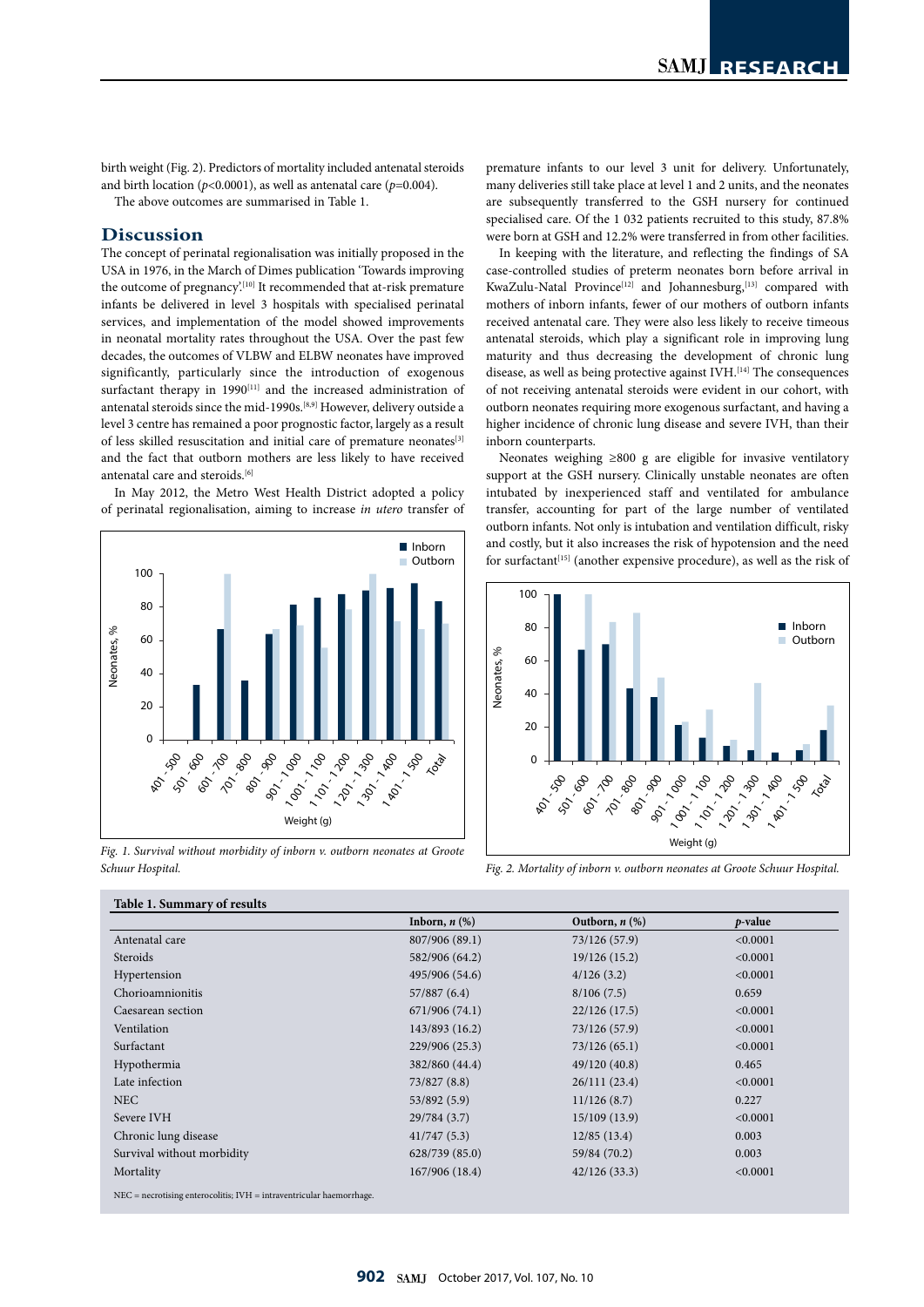birth weight (Fig. 2). Predictors of mortality included antenatal steroids and birth location ($p$<0.0001), as well as antenatal care ($p$=0.004).

The above outcomes are summarised in Table 1.

## Discussion

The concept of perinatal regionalisation was initially proposed in the USA in 1976, in the March of Dimes publication 'Towards improving the outcome of pregnancy'.[10] It recommended that at-risk premature infants be delivered in level 3 hospitals with specialised perinatal services, and implementation of the model showed improvements in neonatal mortality rates throughout the USA. Over the past few decades, the outcomes of VLBW and ELBW neonates have improved significantly, particularly since the introduction of exogenous surfactant therapy in 1990[11] and the increased administration of antenatal steroids since the mid-1990s.[8,9] However, delivery outside a level 3 centre has remained a poor prognostic factor, largely as a result of less skilled resuscitation and initial care of premature neonates[3] and the fact that outborn mothers are less likely to have received antenatal care and steroids.[6]

In May 2012, the Metro West Health District adopted a policy of perinatal regionalisation, aiming to increase *in utero* transfer of premature infants to our level 3 unit for delivery. Unfortunately, many deliveries still take place at level 1 and 2 units, and the neonates are subsequently transferred to the GSH nursery for continued specialised care. Of the 1 032 patients recruited to this study, 87.8% were born at GSH and 12.2% were transferred in from other facilities.

In keeping with the literature, and reflecting the findings of SA case-controlled studies of preterm neonates born before arrival in KwaZulu-Natal Province[12] and Johannesburg,[13] compared with mothers of inborn infants, fewer of our mothers of outborn infants received antenatal care. They were also less likely to receive timeous antenatal steroids, which play a significant role in improving lung maturity and thus decreasing the development of chronic lung disease, as well as being protective against IVH.[14] The consequences of not receiving antenatal steroids were evident in our cohort, with outborn neonates requiring more exogenous surfactant, and having a higher incidence of chronic lung disease and severe IVH, than their inborn counterparts.

Neonates weighing ≥800 g are eligible for invasive ventilatory support at the GSH nursery. Clinically unstable neonates are often intubated by inexperienced staff and ventilated for ambulance transfer, accounting for part of the large number of ventilated outborn infants. Not only is intubation and ventilation difficult, risky and costly, but it also increases the risk of hypotension and the need for surfactant[15] (another expensive procedure), as well as the risk of

*Fig. 1. Survival without morbidity of inborn v. outborn neonates at Groote Schuur Hospital.*

*Fig. 2. Mortality of inborn v. outborn neonates at Groote Schuur Hospital.*

**Table 1. Summary of results**

| | Inborn, *n* (%) | Outborn, *n* (%) | *p*-value |
|---|---|---|---|
| Antenatal care | 807/906 (89.1) | 73/126 (57.9) | <0.0001 |
| Steroids | 582/906 (64.2) | 19/126 (15.2) | <0.0001 |
| Hypertension | 495/906 (54.6) | 4/126 (3.2) | <0.0001 |
| Chorioamnionitis | 57/887 (6.4) | 8/106 (7.5) | 0.659 |
| Caesarean section | 671/906 (74.1) | 22/126 (17.5) | <0.0001 |
| Ventilation | 143/893 (16.2) | 73/126 (57.9) | <0.0001 |
| Surfactant | 229/906 (25.3) | 73/126 (65.1) | <0.0001 |
| Hypothermia | 382/860 (44.4) | 49/120 (40.8) | 0.465 |
| Late infection | 73/827 (8.8) | 26/111 (23.4) | <0.0001 |
| NEC | 53/892 (5.9) | 11/126 (8.7) | 0.227 |
| Severe IVH | 29/784 (3.7) | 15/109 (13.9) | <0.0001 |
| Chronic lung disease | 41/747 (5.3) | 12/85 (13.4) | 0.003 |
| Survival without morbidity | 628/739 (85.0) | 59/84 (70.2) | 0.003 |
| Mortality | 167/906 (18.4) | 42/126 (33.3) | <0.0001 |

NEC = necrotising enterocolitis; IVH = intraventricular haemorrhage.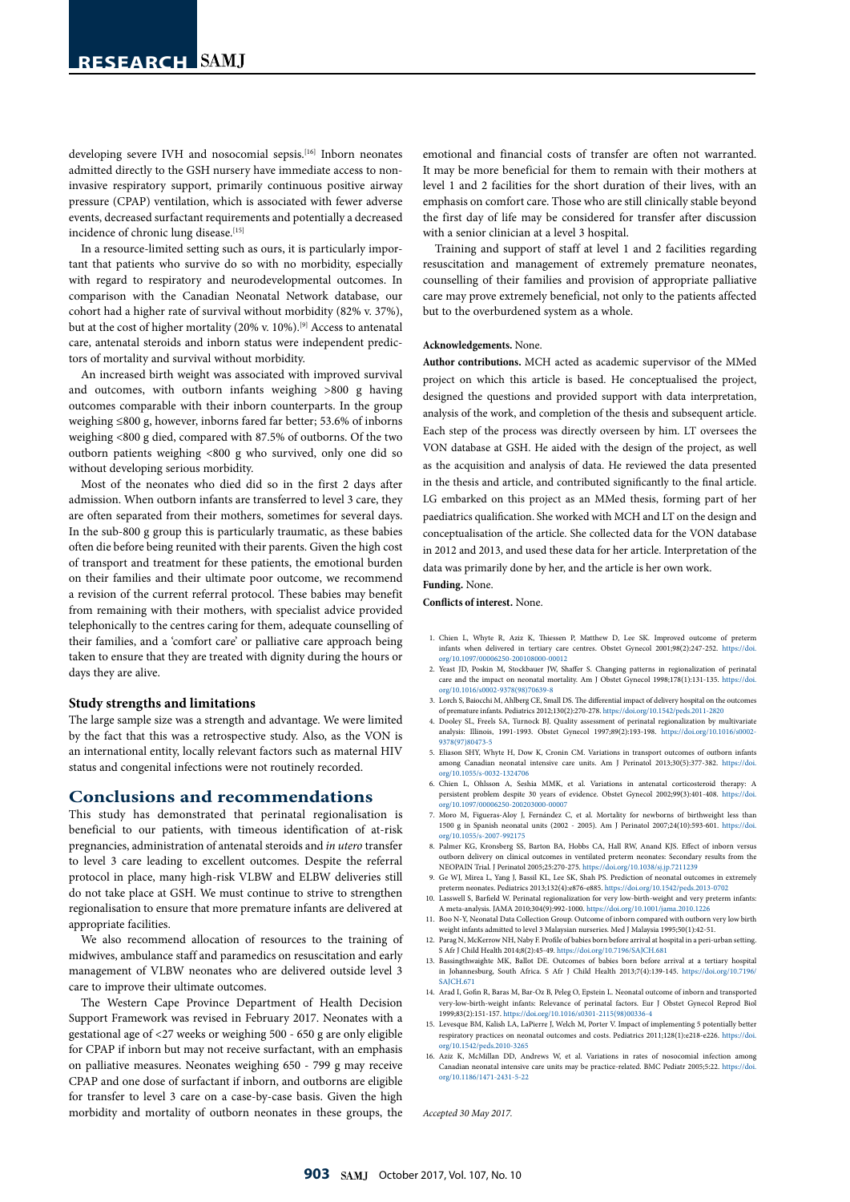developing severe IVH and nosocomial sepsis.[16] Inborn neonates admitted directly to the GSH nursery have immediate access to non-invasive respiratory support, primarily continuous positive airway pressure (CPAP) ventilation, which is associated with fewer adverse events, decreased surfactant requirements and potentially a decreased incidence of chronic lung disease.[15]

In a resource-limited setting such as ours, it is particularly important that patients who survive do so with no morbidity, especially with regard to respiratory and neurodevelopmental outcomes. In comparison with the Canadian Neonatal Network database, our cohort had a higher rate of survival without morbidity (82% v. 37%), but at the cost of higher mortality (20% v. 10%).[9] Access to antenatal care, antenatal steroids and inborn status were independent predictors of mortality and survival without morbidity.

An increased birth weight was associated with improved survival and outcomes, with outborn infants weighing >800 g having outcomes comparable with their inborn counterparts. In the group weighing ≤800 g, however, inborns fared far better; 53.6% of inborns weighing <800 g died, compared with 87.5% of outborns. Of the two outborn patients weighing <800 g who survived, only one did so without developing serious morbidity.

Most of the neonates who died did so in the first 2 days after admission. When outborn infants are transferred to level 3 care, they are often separated from their mothers, sometimes for several days. In the sub-800 g group this is particularly traumatic, as these babies often die before being reunited with their parents. Given the high cost of transport and treatment for these patients, the emotional burden on their families and their ultimate poor outcome, we recommend a revision of the current referral protocol. These babies may benefit from remaining with their mothers, with specialist advice provided telephonically to the centres caring for them, adequate counselling of their families, and a 'comfort care' or palliative care approach being taken to ensure that they are treated with dignity during the hours or days they are alive.

### Study strengths and limitations

The large sample size was a strength and advantage. We were limited by the fact that this was a retrospective study. Also, as the VON is an international entity, locally relevant factors such as maternal HIV status and congenital infections were not routinely recorded.

## Conclusions and recommendations

This study has demonstrated that perinatal regionalisation is beneficial to our patients, with timeous identification of at-risk pregnancies, administration of antenatal steroids and *in utero* transfer to level 3 care leading to excellent outcomes. Despite the referral protocol in place, many high-risk VLBW and ELBW deliveries still do not take place at GSH. We must continue to strive to strengthen regionalisation to ensure that more premature infants are delivered at appropriate facilities.

We also recommend allocation of resources to the training of midwives, ambulance staff and paramedics on resuscitation and early management of VLBW neonates who are delivered outside level 3 care to improve their ultimate outcomes.

The Western Cape Province Department of Health Decision Support Framework was revised in February 2017. Neonates with a gestational age of <27 weeks or weighing 500 - 650 g are only eligible for CPAP if inborn but may not receive surfactant, with an emphasis on palliative measures. Neonates weighing 650 - 799 g may receive CPAP and one dose of surfactant if inborn, and outborns are eligible for transfer to level 3 care on a case-by-case basis. Given the high morbidity and mortality of outborn neonates in these groups, the emotional and financial costs of transfer are often not warranted. It may be more beneficial for them to remain with their mothers at level 1 and 2 facilities for the short duration of their lives, with an emphasis on comfort care. Those who are still clinically stable beyond the first day of life may be considered for transfer after discussion with a senior clinician at a level 3 hospital.

Training and support of staff at level 1 and 2 facilities regarding resuscitation and management of extremely premature neonates, counselling of their families and provision of appropriate palliative care may prove extremely beneficial, not only to the patients affected but to the overburdened system as a whole.

**Acknowledgements.** None.

**Author contributions.** MCH acted as academic supervisor of the MMed project on which this article is based. He conceptualised the project, designed the questions and provided support with data interpretation, analysis of the work, and completion of the thesis and subsequent article. Each step of the process was directly overseen by him. LT oversees the VON database at GSH. He aided with the design of the project, as well as the acquisition and analysis of data. He reviewed the data presented in the thesis and article, and contributed significantly to the final article. LG embarked on this project as an MMed thesis, forming part of her paediatrics qualification. She worked with MCH and LT on the design and conceptualisation of the article. She collected data for the VON database in 2012 and 2013, and used these data for her article. Interpretation of the data was primarily done by her, and the article is her own work.

**Funding.** None.

**Conflicts of interest.** None.

1. Chien L, Whyte R, Aziz K, Thiessen P, Matthew D, Lee SK. Improved outcome of preterm infants when delivered in tertiary care centres. Obstet Gynecol 2001;98(2):247-252. https://doi.org/10.1097/00006250-200108000-00012
2. Yeast JD, Poskin M, Stockbauer JW, Shaffer S. Changing patterns in regionalization of perinatal care and the impact on neonatal mortality. Am J Obstet Gynecol 1998;178(1):131-135. https://doi.org/10.1016/s0002-9378(98)70639-8
3. Lorch S, Baiocchi M, Ahlberg CE, Small DS. The differential impact of delivery hospital on the outcomes of premature infants. Pediatrics 2012;130(2):270-278. https://doi.org/10.1542/peds.2011-2820
4. Dooley SL, Freels SA, Turnock BJ. Quality assessment of perinatal regionalization by multivariate analysis: Illinois, 1991-1993. Obstet Gynecol 1997;89(2):193-198. https://doi.org/10.1016/s0002-9378(97)80473-5
5. Eliason SHY, Whyte H, Dow K, Cronin CM. Variations in transport outcomes of outborn infants among Canadian neonatal intensive care units. Am J Perinatol 2013;30(5):377-382. https://doi.org/10.1055/s-0032-1324706
6. Chien L, Ohlsson A, Seshia MMK, et al. Variations in antenatal corticosteroid therapy: A persistent problem despite 30 years of evidence. Obstet Gynecol 2002;99(3):401-408. https://doi.org/10.1097/00006250-200203000-00007
7. Moro M, Figueras-Aloy J, Fernández C, et al. Mortality for newborns of birthweight less than 1500 g in Spanish neonatal units (2002 - 2005). Am J Perinatol 2007;24(10):593-601. https://doi.org/10.1055/s-2007-992175
8. Palmer KG, Kronsberg SS, Barton BA, Hobbs CA, Hall RW, Anand KJS. Effect of inborn versus outborn delivery on clinical outcomes in ventilated preterm neonates: Secondary results from the NEOPAIN Trial. J Perinatol 2005;25:270-275. https://doi.org/10.1038/sj.jp.7211239
9. Ge WJ, Mirea L, Yang J, Bassil KL, Lee SK, Shah PS. Prediction of neonatal outcomes in extremely preterm neonates. Pediatrics 2013;132(4):e876-e885. https://doi.org/10.1542/peds.2013-0702
10. Lasswell S, Barfield W. Perinatal regionalization for very low-birth-weight and very preterm infants: A meta-analysis. JAMA 2010;304(9):992-1000. https://doi.org/10.1001/jama.2010.1226
11. Boo N-Y, Neonatal Data Collection Group. Outcome of inborn compared with outborn very low birth weight infants admitted to level 3 Malaysian nurseries. Med J Malaysia 1995;50(1):42-51.
12. Parag N, McKerrow NH, Naby F. Profile of babies born before arrival at hospital in a peri-urban setting. S Afr J Child Health 2014;8(2):45-49. https://doi.org/10.7196/SAJCH.681
13. Bassingthwaighte MK, Ballot DE. Outcomes of babies born before arrival at a tertiary hospital in Johannesburg, South Africa. S Afr J Child Health 2013;7(4):139-145. https://doi.org/10.7196/SAJCH.671
14. Arad I, Gofin R, Baras M, Bar-Oz B, Peleg O, Epstein L. Neonatal outcome of inborn and transported very-low-birth-weight infants: Relevance of perinatal factors. Eur J Obstet Gynecol Reprod Biol 1999;83(2):151-157. https://doi.org/10.1016/s0301-2115(98)00336-4
15. Levesque BM, Kalish LA, LaPierre J, Welch M, Porter V. Impact of implementing 5 potentially better respiratory practices on neonatal outcomes and costs. Pediatrics 2011;128(1):e218-e226. https://doi.org/10.1542/peds.2010-3265
16. Aziz K, McMillan DD, Andrews W, et al. Variations in rates of nosocomial infection among Canadian neonatal intensive care units may be practice-related. BMC Pediatr 2005;5:22. https://doi.org/10.1186/1471-2431-5-22

*Accepted 30 May 2017.*